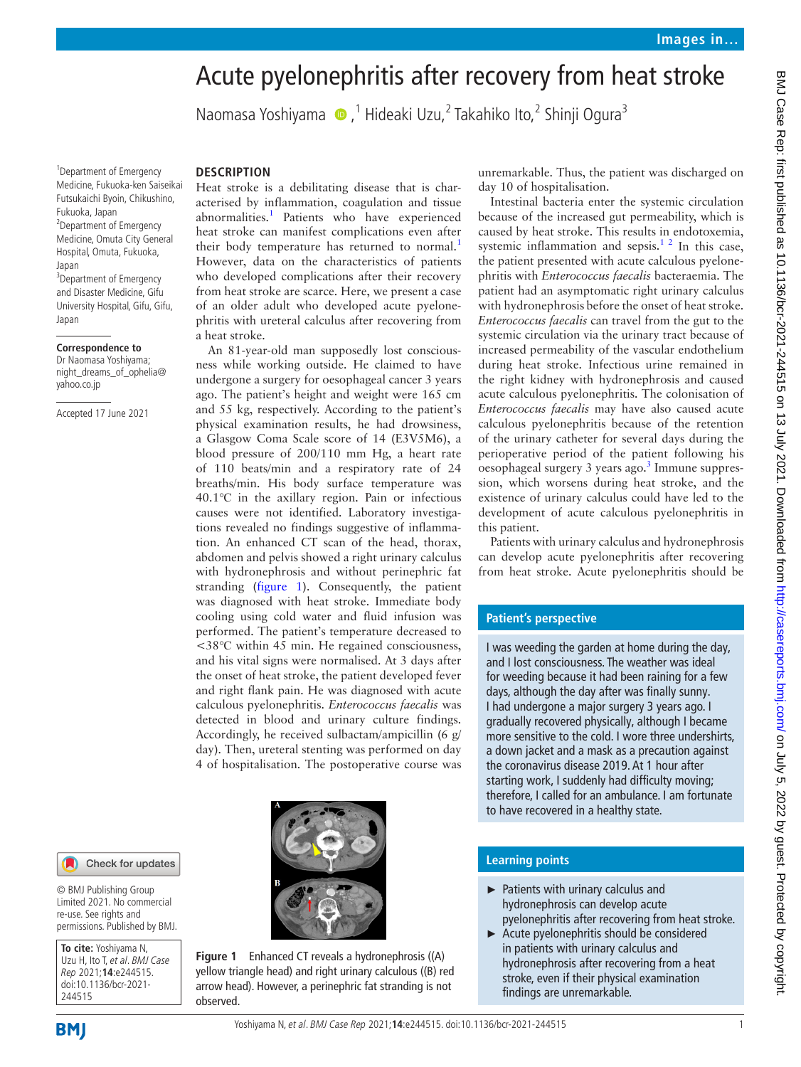# Acute pyelonephritis after recovery from heat stroke

Naomasa Yoshiyama,[1] Hideaki Uzu,[2] Takahiko Ito,[2] Shinji Ogura[3]

[1]Department of Emergency Medicine, Fukuoka-ken Saiseikai Futsukaichi Byoin, Chikushino, Fukuoka, Japan
[2]Department of Emergency Medicine, Omuta City General Hospital, Omuta, Fukuoka, Japan
[3]Department of Emergency and Disaster Medicine, Gifu University Hospital, Gifu, Gifu, Japan

**Correspondence to**
Dr Naomasa Yoshiyama; night_dreams_of_ophelia@yahoo.co.jp

Accepted 17 June 2021

© BMJ Publishing Group Limited 2021. No commercial re-use. See rights and permissions. Published by BMJ.

**To cite:** Yoshiyama N, Uzu H, Ito T, *et al*. *BMJ Case Rep* 2021;**14**:e244515. doi:10.1136/bcr-2021-244515

## DESCRIPTION

Heat stroke is a debilitating disease that is characterised by inflammation, coagulation and tissue abnormalities.[1] Patients who have experienced heat stroke can manifest complications even after their body temperature has returned to normal.[1] However, data on the characteristics of patients who developed complications after their recovery from heat stroke are scarce. Here, we present a case of an older adult who developed acute pyelonephritis with ureteral calculus after recovering from a heat stroke.

An 81-year-old man supposedly lost consciousness while working outside. He claimed to have undergone a surgery for oesophageal cancer 3 years ago. The patient's height and weight were 165 cm and 55 kg, respectively. According to the patient's physical examination results, he had drowsiness, a Glasgow Coma Scale score of 14 (E3V5M6), a blood pressure of 200/110 mm Hg, a heart rate of 110 beats/min and a respiratory rate of 24 breaths/min. His body surface temperature was 40.1°C in the axillary region. Pain or infectious causes were not identified. Laboratory investigations revealed no findings suggestive of inflammation. An enhanced CT scan of the head, thorax, abdomen and pelvis showed a right urinary calculus with hydronephrosis and without perinephric fat stranding (figure 1). Consequently, the patient was diagnosed with heat stroke. Immediate body cooling using cold water and fluid infusion was performed. The patient's temperature decreased to <38°C within 45 min. He regained consciousness, and his vital signs were normalised. At 3 days after the onset of heat stroke, the patient developed fever and right flank pain. He was diagnosed with acute calculous pyelonephritis. *Enterococcus faecalis* was detected in blood and urinary culture findings. Accordingly, he received sulbactam/ampicillin (6 g/day). Then, ureteral stenting was performed on day 4 of hospitalisation. The postoperative course was unremarkable. Thus, the patient was discharged on day 10 of hospitalisation.

Figure 1 Enhanced CT reveals a hydronephrosis ((A) yellow triangle head) and right urinary calculous ((B) red arrow head). However, a perinephric fat stranding is not observed.

Intestinal bacteria enter the systemic circulation because of the increased gut permeability, which is caused by heat stroke. This results in endotoxemia, systemic inflammation and sepsis.[1,2] In this case, the patient presented with acute calculous pyelonephritis with *Enterococcus faecalis* bacteraemia. The patient had an asymptomatic right urinary calculus with hydronephrosis before the onset of heat stroke. *Enterococcus faecalis* can travel from the gut to the systemic circulation via the urinary tract because of increased permeability of the vascular endothelium during heat stroke. Infectious urine remained in the right kidney with hydronephrosis and caused acute calculous pyelonephritis. The colonisation of *Enterococcus faecalis* may have also caused acute calculous pyelonephritis because of the retention of the urinary catheter for several days during the perioperative period of the patient following his oesophageal surgery 3 years ago.[3] Immune suppression, which worsens during heat stroke, and the existence of urinary calculus could have led to the development of acute calculous pyelonephritis in this patient.

Patients with urinary calculus and hydronephrosis can develop acute pyelonephritis after recovering from heat stroke. Acute pyelonephritis should be

### Patient's perspective

I was weeding the garden at home during the day, and I lost consciousness. The weather was ideal for weeding because it had been raining for a few days, although the day after was finally sunny. I had undergone a major surgery 3 years ago. I gradually recovered physically, although I became more sensitive to the cold. I wore three undershirts, a down jacket and a mask as a precaution against the coronavirus disease 2019. At 1 hour after starting work, I suddenly had difficulty moving; therefore, I called for an ambulance. I am fortunate to have recovered in a healthy state.

### Learning points

- Patients with urinary calculus and hydronephrosis can develop acute pyelonephritis after recovering from heat stroke.
- Acute pyelonephritis should be considered in patients with urinary calculus and hydronephrosis after recovering from a heat stroke, even if their physical examination findings are unremarkable.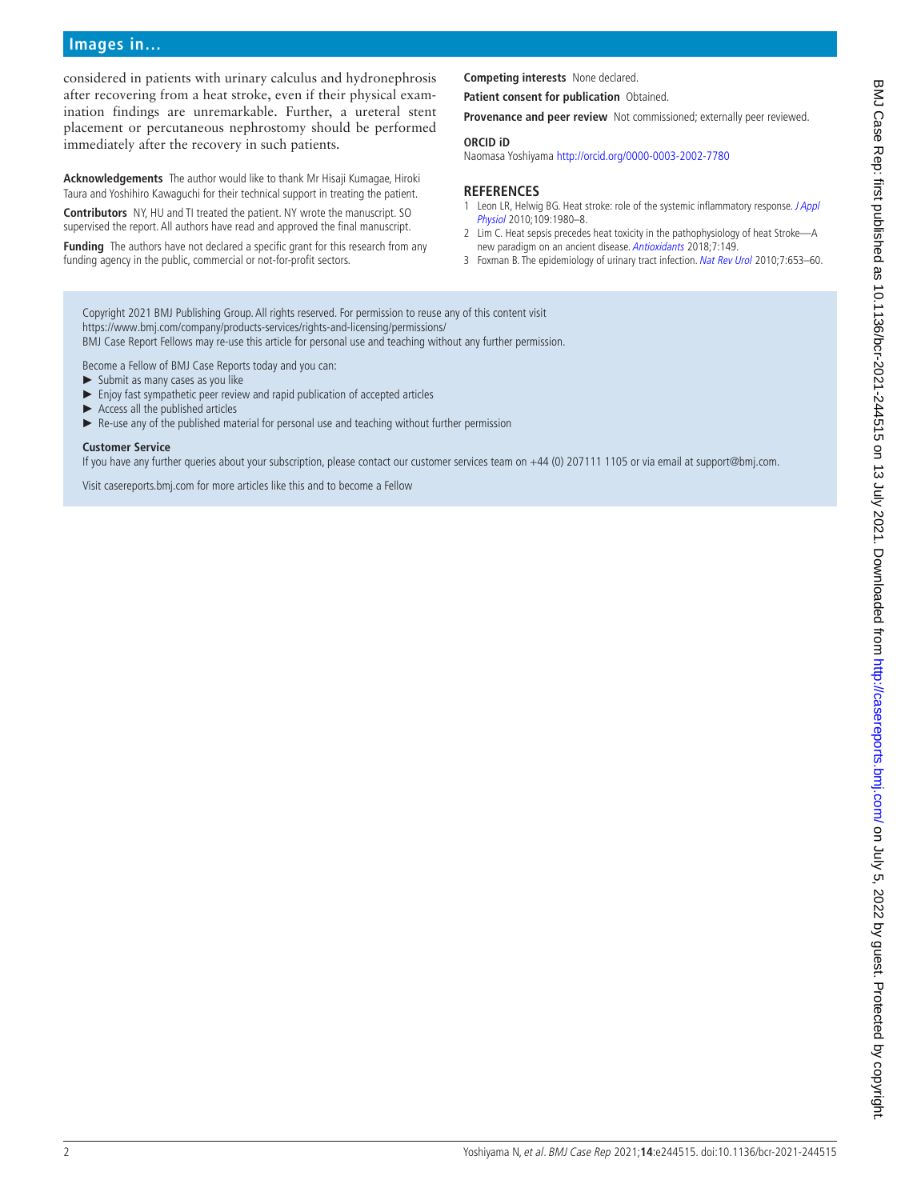considered in patients with urinary calculus and hydronephrosis after recovering from a heat stroke, even if their physical examination findings are unremarkable. Further, a ureteral stent placement or percutaneous nephrostomy should be performed immediately after the recovery in such patients.

**Acknowledgements** The author would like to thank Mr Hisaji Kumagae, Hiroki Taura and Yoshihiro Kawaguchi for their technical support in treating the patient.

**Contributors** NY, HU and TI treated the patient. NY wrote the manuscript. SO supervised the report. All authors have read and approved the final manuscript.

**Funding** The authors have not declared a specific grant for this research from any funding agency in the public, commercial or not-for-profit sectors.

**Competing interests** None declared.

**Patient consent for publication** Obtained.

**Provenance and peer review** Not commissioned; externally peer reviewed.

**ORCID iD**

Naomasa Yoshiyama http://orcid.org/0000-0003-2002-7780

## REFERENCES

1. Leon LR, Helwig BG. Heat stroke: role of the systemic inflammatory response. *J Appl Physiol* 2010;109:1980–8.
2. Lim C. Heat sepsis precedes heat toxicity in the pathophysiology of heat Stroke—A new paradigm on an ancient disease. *Antioxidants* 2018;7:149.
3. Foxman B. The epidemiology of urinary tract infection. *Nat Rev Urol* 2010;7:653–60.

Copyright 2021 BMJ Publishing Group. All rights reserved. For permission to reuse any of this content visit
https://www.bmj.com/company/products-services/rights-and-licensing/permissions/
BMJ Case Report Fellows may re-use this article for personal use and teaching without any further permission.

Become a Fellow of BMJ Case Reports today and you can:

- ► Submit as many cases as you like
- ► Enjoy fast sympathetic peer review and rapid publication of accepted articles
- ► Access all the published articles
- ► Re-use any of the published material for personal use and teaching without further permission

**Customer Service**

If you have any further queries about your subscription, please contact our customer services team on +44 (0) 207111 1105 or via email at support@bmj.com.

Visit casereports.bmj.com for more articles like this and to become a Fellow